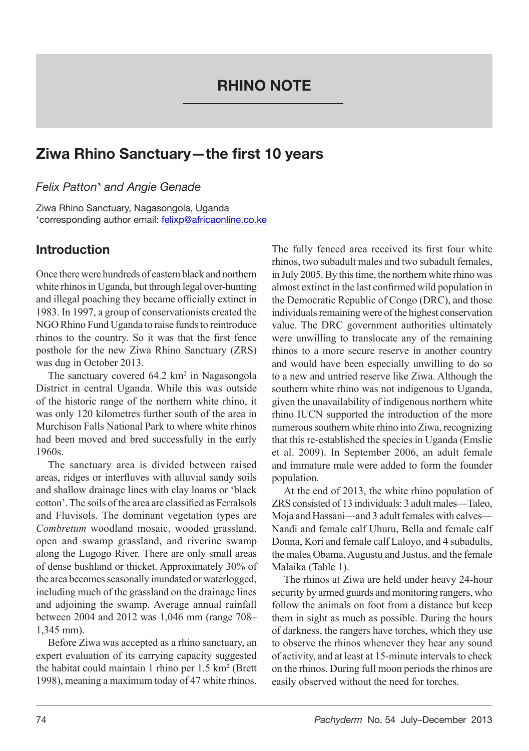# RHINO NOTE

## Ziwa Rhino Sanctuary—the first 10 years

*Felix Patton\* and Angie Genade*

Ziwa Rhino Sanctuary, Nagasongola, Uganda
\*corresponding author email: felixp@africaonline.co.ke

### Introduction

Once there were hundreds of eastern black and northern white rhinos in Uganda, but through legal over-hunting and illegal poaching they became officially extinct in 1983. In 1997, a group of conservationists created the NGO Rhino Fund Uganda to raise funds to reintroduce rhinos to the country. So it was that the first fence posthole for the new Ziwa Rhino Sanctuary (ZRS) was dug in October 2013.

The sanctuary covered 64.2 km$^2$ in Nagasongola District in central Uganda. While this was outside of the historic range of the northern white rhino, it was only 120 kilometres further south of the area in Murchison Falls National Park to where white rhinos had been moved and bred successfully in the early 1960s.

The sanctuary area is divided between raised areas, ridges or interfluves with alluvial sandy soils and shallow drainage lines with clay loams or 'black cotton'. The soils of the area are classified as Ferralsols and Fluvisols. The dominant vegetation types are *Combretum* woodland mosaic, wooded grassland, open and swamp grassland, and riverine swamp along the Lugogo River. There are only small areas of dense bushland or thicket. Approximately 30% of the area becomes seasonally inundated or waterlogged, including much of the grassland on the drainage lines and adjoining the swamp. Average annual rainfall between 2004 and 2012 was 1,046 mm (range 708–1,345 mm).

Before Ziwa was accepted as a rhino sanctuary, an expert evaluation of its carrying capacity suggested the habitat could maintain 1 rhino per 1.5 km² (Brett 1998), meaning a maximum today of 47 white rhinos.

The fully fenced area received its first four white rhinos, two subadult males and two subadult females, in July 2005. By this time, the northern white rhino was almost extinct in the last confirmed wild population in the Democratic Republic of Congo (DRC), and those individuals remaining were of the highest conservation value. The DRC government authorities ultimately were unwilling to translocate any of the remaining rhinos to a more secure reserve in another country and would have been especially unwilling to do so to a new and untried reserve like Ziwa. Although the southern white rhino was not indigenous to Uganda, given the unavailability of indigenous northern white rhino IUCN supported the introduction of the more numerous southern white rhino into Ziwa, recognizing that this re-established the species in Uganda (Emslie et al. 2009). In September 2006, an adult female and immature male were added to form the founder population.

At the end of 2013, the white rhino population of ZRS consisted of 13 individuals: 3 adult males—Taleo, Moja and Hassani—and 3 adult females with calves—Nandi and female calf Uhuru, Bella and female calf Donna, Kori and female calf Laloyo, and 4 subadults, the males Obama, Augustu and Justus, and the female Malaika (Table 1).

The rhinos at Ziwa are held under heavy 24-hour security by armed guards and monitoring rangers, who follow the animals on foot from a distance but keep them in sight as much as possible. During the hours of darkness, the rangers have torches, which they use to observe the rhinos whenever they hear any sound of activity, and at least at 15-minute intervals to check on the rhinos. During full moon periods the rhinos are easily observed without the need for torches.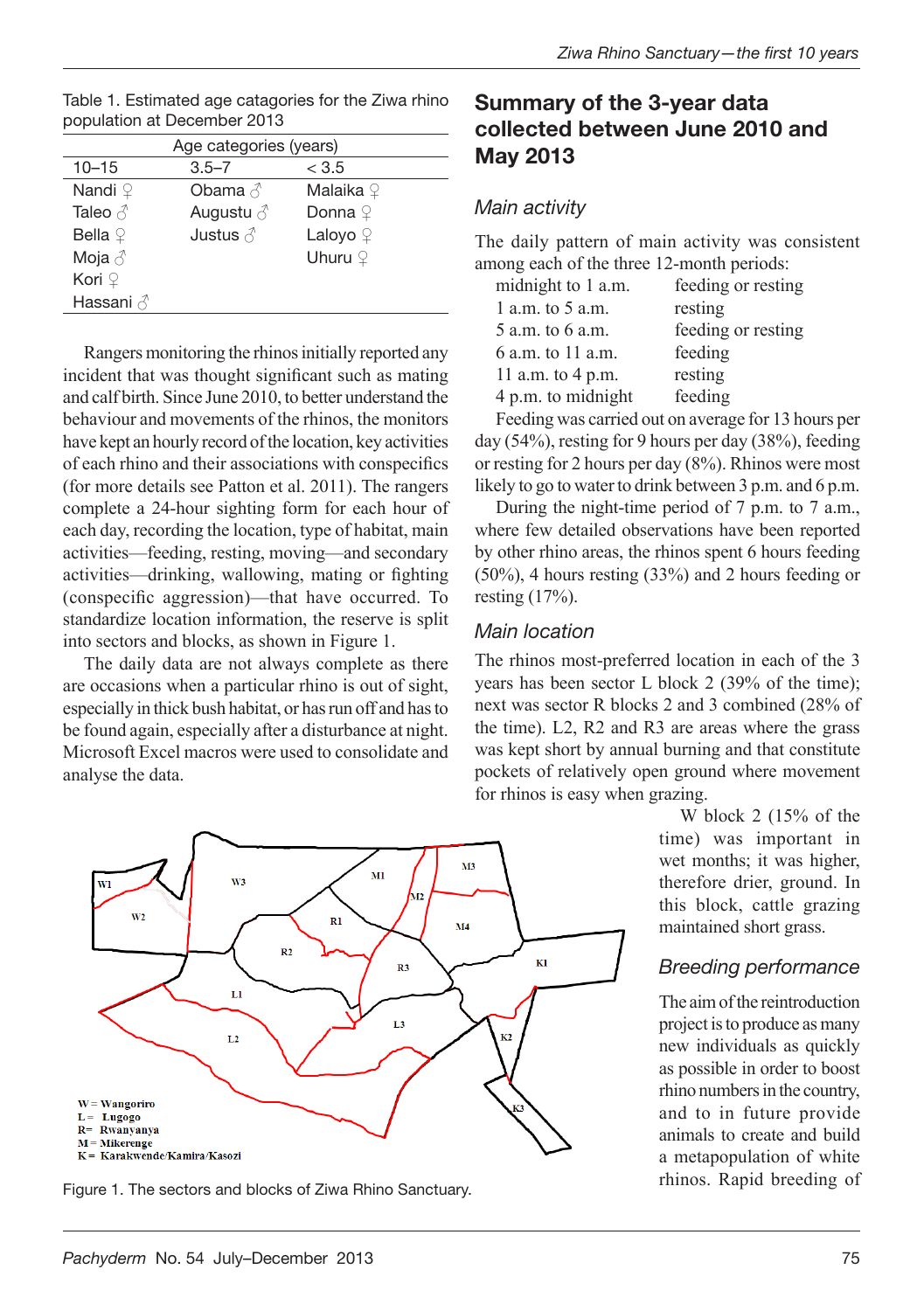Table 1. Estimated age catagories for the Ziwa rhino population at December 2013

| Age categories (years) | | |
|---|---|---|
| 10–15 | 3.5–7 | < 3.5 |
| Nandi ♀ | Obama ♂ | Malaika ♀ |
| Taleo ♂ | Augustu ♂ | Donna ♀ |
| Bella ♀ | Justus ♂ | Laloyo ♀ |
| Moja ♂ | | Uhuru ♀ |
| Kori ♀ | | |
| Hassani ♂ | | |

Rangers monitoring the rhinos initially reported any incident that was thought significant such as mating and calf birth. Since June 2010, to better understand the behaviour and movements of the rhinos, the monitors have kept an hourly record of the location, key activities of each rhino and their associations with conspecifics (for more details see Patton et al. 2011). The rangers complete a 24-hour sighting form for each hour of each day, recording the location, type of habitat, main activities—feeding, resting, moving—and secondary activities—drinking, wallowing, mating or fighting (conspecific aggression)—that have occurred. To standardize location information, the reserve is split into sectors and blocks, as shown in Figure 1.

The daily data are not always complete as there are occasions when a particular rhino is out of sight, especially in thick bush habitat, or has run off and has to be found again, especially after a disturbance at night. Microsoft Excel macros were used to consolidate and analyse the data.

W = Wangoriro
L = Lugogo
R= Rwanyanya
M = Mikerenge
K = Karakwende/Kamira/Kasozi

Figure 1. The sectors and blocks of Ziwa Rhino Sanctuary.

## Summary of the 3-year data collected between June 2010 and May 2013

### *Main activity*

The daily pattern of main activity was consistent among each of the three 12-month periods:

| | |
|---|---|
| midnight to 1 a.m. | feeding or resting |
| 1 a.m. to 5 a.m. | resting |
| 5 a.m. to 6 a.m. | feeding or resting |
| 6 a.m. to 11 a.m. | feeding |
| 11 a.m. to 4 p.m. | resting |
| 4 p.m. to midnight | feeding |

Feeding was carried out on average for 13 hours per day (54%), resting for 9 hours per day (38%), feeding or resting for 2 hours per day (8%). Rhinos were most likely to go to water to drink between 3 p.m. and 6 p.m.

During the night-time period of 7 p.m. to 7 a.m., where few detailed observations have been reported by other rhino areas, the rhinos spent 6 hours feeding (50%), 4 hours resting (33%) and 2 hours feeding or resting (17%).

### *Main location*

The rhinos most-preferred location in each of the 3 years has been sector L block 2 (39% of the time); next was sector R blocks 2 and 3 combined (28% of the time). L2, R2 and R3 are areas where the grass was kept short by annual burning and that constitute pockets of relatively open ground where movement for rhinos is easy when grazing.

W block 2 (15% of the time) was important in wet months; it was higher, therefore drier, ground. In this block, cattle grazing maintained short grass.

### *Breeding performance*

The aim of the reintroduction project is to produce as many new individuals as quickly as possible in order to boost rhino numbers in the country, and to in future provide animals to create and build a metapopulation of white rhinos. Rapid breeding of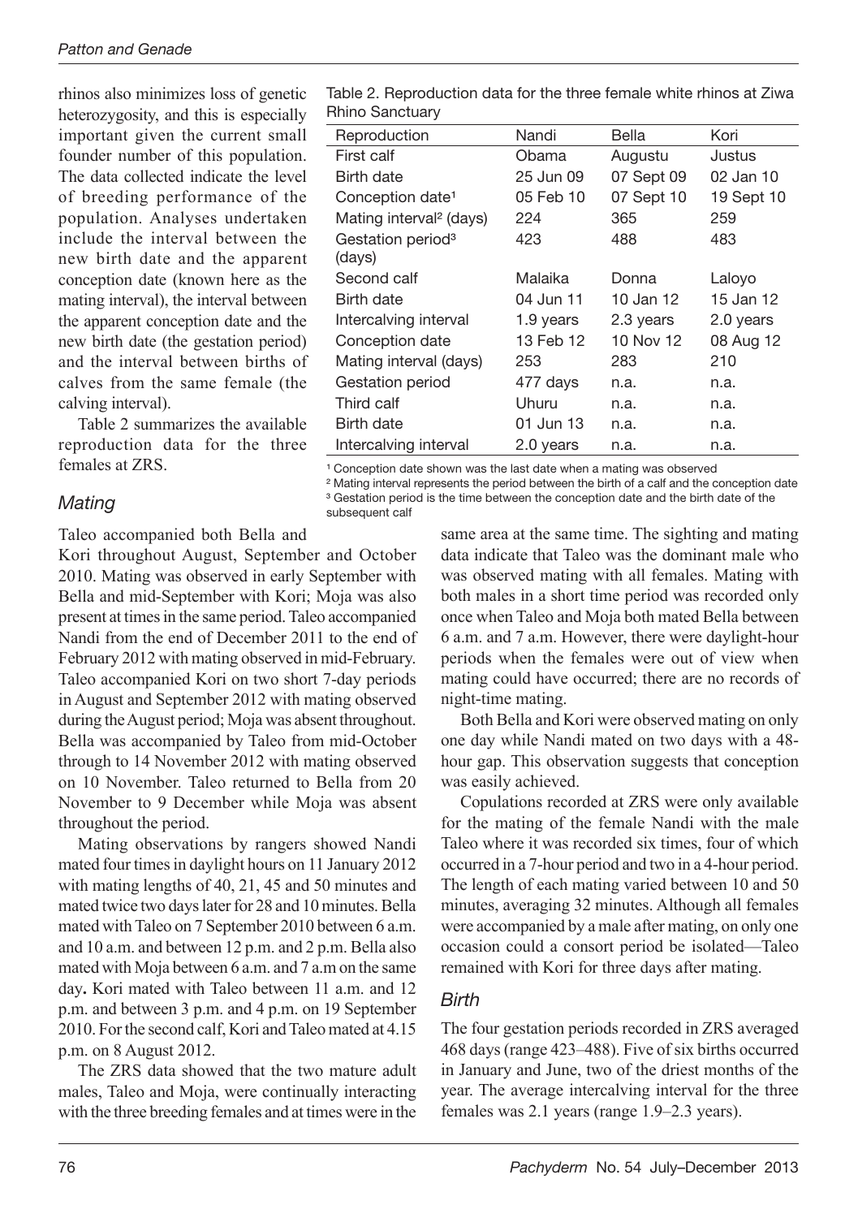rhinos also minimizes loss of genetic heterozygosity, and this is especially important given the current small founder number of this population. The data collected indicate the level of breeding performance of the population. Analyses undertaken include the interval between the new birth date and the apparent conception date (known here as the mating interval), the interval between the apparent conception date and the new birth date (the gestation period) and the interval between births of calves from the same female (the calving interval).

Table 2 summarizes the available reproduction data for the three females at ZRS.

Table 2. Reproduction data for the three female white rhinos at Ziwa Rhino Sanctuary

| Reproduction | Nandi | Bella | Kori |
|---|---|---|---|
| First calf | Obama | Augustu | Justus |
| Birth date | 25 Jun 09 | 07 Sept 09 | 02 Jan 10 |
| Conception date[1] | 05 Feb 10 | 07 Sept 10 | 19 Sept 10 |
| Mating interval[2] (days) | 224 | 365 | 259 |
| Gestation period[3] (days) | 423 | 488 | 483 |
| Second calf | Malaika | Donna | Laloyo |
| Birth date | 04 Jun 11 | 10 Jan 12 | 15 Jan 12 |
| Intercalving interval | 1.9 years | 2.3 years | 2.0 years |
| Conception date | 13 Feb 12 | 10 Nov 12 | 08 Aug 12 |
| Mating interval (days) | 253 | 283 | 210 |
| Gestation period | 477 days | n.a. | n.a. |
| Third calf | Uhuru | n.a. | n.a. |
| Birth date | 01 Jun 13 | n.a. | n.a. |
| Intercalving interval | 2.0 years | n.a. | n.a. |

[1] Conception date shown was the last date when a mating was observed

[2] Mating interval represents the period between the birth of a calf and the conception date

[3] Gestation period is the time between the conception date and the birth date of the subsequent calf

## *Mating*

Taleo accompanied both Bella and Kori throughout August, September and October 2010. Mating was observed in early September with Bella and mid-September with Kori; Moja was also present at times in the same period. Taleo accompanied Nandi from the end of December 2011 to the end of February 2012 with mating observed in mid-February. Taleo accompanied Kori on two short 7-day periods in August and September 2012 with mating observed during the August period; Moja was absent throughout. Bella was accompanied by Taleo from mid-October through to 14 November 2012 with mating observed on 10 November. Taleo returned to Bella from 20 November to 9 December while Moja was absent throughout the period.

Mating observations by rangers showed Nandi mated four times in daylight hours on 11 January 2012 with mating lengths of 40, 21, 45 and 50 minutes and mated twice two days later for 28 and 10 minutes. Bella mated with Taleo on 7 September 2010 between 6 a.m. and 10 a.m. and between 12 p.m. and 2 p.m. Bella also mated with Moja between 6 a.m. and 7 a.m on the same day**.** Kori mated with Taleo between 11 a.m. and 12 p.m. and between 3 p.m. and 4 p.m. on 19 September 2010. For the second calf, Kori and Taleo mated at 4.15 p.m. on 8 August 2012.

The ZRS data showed that the two mature adult males, Taleo and Moja, were continually interacting with the three breeding females and at times were in the same area at the same time. The sighting and mating data indicate that Taleo was the dominant male who was observed mating with all females. Mating with both males in a short time period was recorded only once when Taleo and Moja both mated Bella between 6 a.m. and 7 a.m. However, there were daylight-hour periods when the females were out of view when mating could have occurred; there are no records of night-time mating.

Both Bella and Kori were observed mating on only one day while Nandi mated on two days with a 48-hour gap. This observation suggests that conception was easily achieved.

Copulations recorded at ZRS were only available for the mating of the female Nandi with the male Taleo where it was recorded six times, four of which occurred in a 7-hour period and two in a 4-hour period. The length of each mating varied between 10 and 50 minutes, averaging 32 minutes. Although all females were accompanied by a male after mating, on only one occasion could a consort period be isolated—Taleo remained with Kori for three days after mating.

## *Birth*

The four gestation periods recorded in ZRS averaged 468 days (range 423–488). Five of six births occurred in January and June, two of the driest months of the year. The average intercalving interval for the three females was 2.1 years (range 1.9–2.3 years).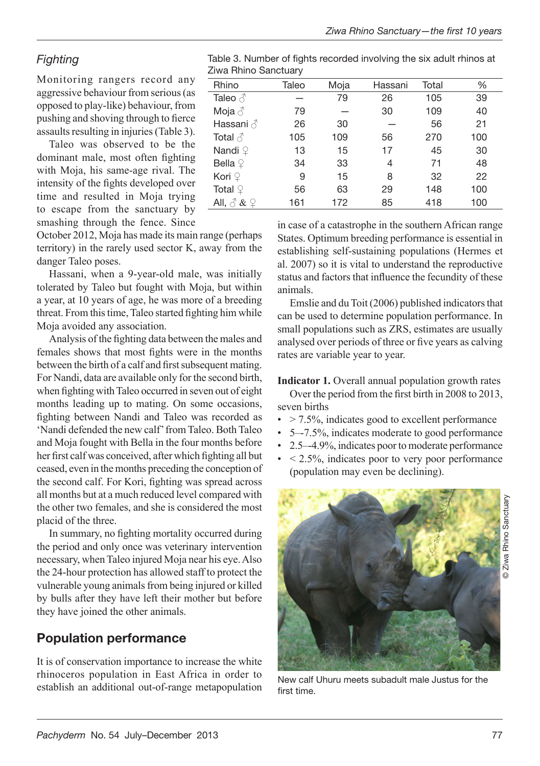## *Fighting*

Monitoring rangers record any aggressive behaviour from serious (as opposed to play-like) behaviour, from pushing and shoving through to fierce assaults resulting in injuries (Table 3).

Table 3. Number of fights recorded involving the six adult rhinos at Ziwa Rhino Sanctuary

| Rhino | Taleo | Moja | Hassani | Total | % |
|---|---|---|---|---|---|
| Taleo ♂ | — | 79 | 26 | 105 | 39 |
| Moja ♂ | 79 | — | 30 | 109 | 40 |
| Hassani ♂ | 26 | 30 | — | 56 | 21 |
| Total ♂ | 105 | 109 | 56 | 270 | 100 |
| Nandi ♀ | 13 | 15 | 17 | 45 | 30 |
| Bella ♀ | 34 | 33 | 4 | 71 | 48 |
| Kori ♀ | 9 | 15 | 8 | 32 | 22 |
| Total ♀ | 56 | 63 | 29 | 148 | 100 |
| All, ♂ & ♀ | 161 | 172 | 85 | 418 | 100 |

Taleo was observed to be the dominant male, most often fighting with Moja, his same-age rival. The intensity of the fights developed over time and resulted in Moja trying to escape from the sanctuary by smashing through the fence. Since October 2012, Moja has made its main range (perhaps territory) in the rarely used sector K, away from the danger Taleo poses.

Hassani, when a 9-year-old male, was initially tolerated by Taleo but fought with Moja, but within a year, at 10 years of age, he was more of a breeding threat. From this time, Taleo started fighting him while Moja avoided any association.

Analysis of the fighting data between the males and females shows that most fights were in the months between the birth of a calf and first subsequent mating. For Nandi, data are available only for the second birth, when fighting with Taleo occurred in seven out of eight months leading up to mating. On some occasions, fighting between Nandi and Taleo was recorded as 'Nandi defended the new calf' from Taleo. Both Taleo and Moja fought with Bella in the four months before her first calf was conceived, after which fighting all but ceased, even in the months preceding the conception of the second calf. For Kori, fighting was spread across all months but at a much reduced level compared with the other two females, and she is considered the most placid of the three.

In summary, no fighting mortality occurred during the period and only once was veterinary intervention necessary, when Taleo injured Moja near his eye. Also the 24-hour protection has allowed staff to protect the vulnerable young animals from being injured or killed by bulls after they have left their mother but before they have joined the other animals.

## Population performance

It is of conservation importance to increase the white rhinoceros population in East Africa in order to establish an additional out-of-range metapopulation in case of a catastrophe in the southern African range States. Optimum breeding performance is essential in establishing self-sustaining populations (Hermes et al. 2007) so it is vital to understand the reproductive status and factors that influence the fecundity of these animals.

Emslie and du Toit (2006) published indicators that can be used to determine population performance. In small populations such as ZRS, estimates are usually analysed over periods of three or five years as calving rates are variable year to year.

**Indicator 1.** Overall annual population growth rates

Over the period from the first birth in 2008 to 2013, seven births

- > 7.5%, indicates good to excellent performance
- 5—7.5%, indicates moderate to good performance
- 2.5—4.9%, indicates poor to moderate performance
- < 2.5%, indicates poor to very poor performance (population may even be declining).

New calf Uhuru meets subadult male Justus for the first time.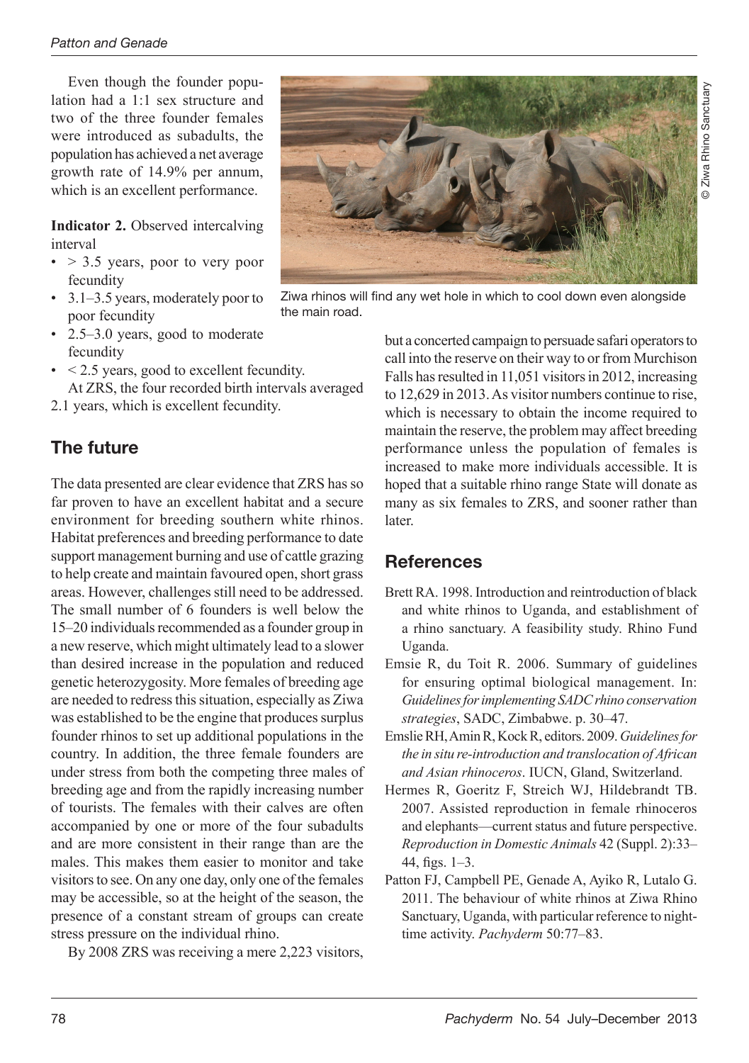Even though the founder population had a 1:1 sex structure and two of the three founder females were introduced as subadults, the population has achieved a net average growth rate of 14.9% per annum, which is an excellent performance.

**Indicator 2.** Observed intercalving interval

- > 3.5 years, poor to very poor fecundity
- 3.1–3.5 years, moderately poor to poor fecundity
- 2.5–3.0 years, good to moderate fecundity
- < 2.5 years, good to excellent fecundity.

At ZRS, the four recorded birth intervals averaged 2.1 years, which is excellent fecundity.

Ziwa rhinos will find any wet hole in which to cool down even alongside the main road.

© Ziwa Rhino Sanctuary

## The future

The data presented are clear evidence that ZRS has so far proven to have an excellent habitat and a secure environment for breeding southern white rhinos. Habitat preferences and breeding performance to date support management burning and use of cattle grazing to help create and maintain favoured open, short grass areas. However, challenges still need to be addressed. The small number of 6 founders is well below the 15–20 individuals recommended as a founder group in a new reserve, which might ultimately lead to a slower than desired increase in the population and reduced genetic heterozygosity. More females of breeding age are needed to redress this situation, especially as Ziwa was established to be the engine that produces surplus founder rhinos to set up additional populations in the country. In addition, the three female founders are under stress from both the competing three males of breeding age and from the rapidly increasing number of tourists. The females with their calves are often accompanied by one or more of the four subadults and are more consistent in their range than are the males. This makes them easier to monitor and take visitors to see. On any one day, only one of the females may be accessible, so at the height of the season, the presence of a constant stream of groups can create stress pressure on the individual rhino.

By 2008 ZRS was receiving a mere 2,223 visitors, but a concerted campaign to persuade safari operators to call into the reserve on their way to or from Murchison Falls has resulted in 11,051 visitors in 2012, increasing to 12,629 in 2013. As visitor numbers continue to rise, which is necessary to obtain the income required to maintain the reserve, the problem may affect breeding performance unless the population of females is increased to make more individuals accessible. It is hoped that a suitable rhino range State will donate as many as six females to ZRS, and sooner rather than later.

## References

Brett RA. 1998. Introduction and reintroduction of black and white rhinos to Uganda, and establishment of a rhino sanctuary. A feasibility study. Rhino Fund Uganda.

Emsie R, du Toit R. 2006. Summary of guidelines for ensuring optimal biological management. In: *Guidelines for implementing SADC rhino conservation strategies*, SADC, Zimbabwe. p. 30–47.

Emslie RH, Amin R, Kock R, editors. 2009. *Guidelines for the in situ re-introduction and translocation of African and Asian rhinoceros*. IUCN, Gland, Switzerland.

Hermes R, Goeritz F, Streich WJ, Hildebrandt TB. 2007. Assisted reproduction in female rhinoceros and elephants—current status and future perspective. *Reproduction in Domestic Animals* 42 (Suppl. 2):33–44, figs. 1–3.

Patton FJ, Campbell PE, Genade A, Ayiko R, Lutalo G. 2011. The behaviour of white rhinos at Ziwa Rhino Sanctuary, Uganda, with particular reference to night-time activity. *Pachyderm* 50:77–83.